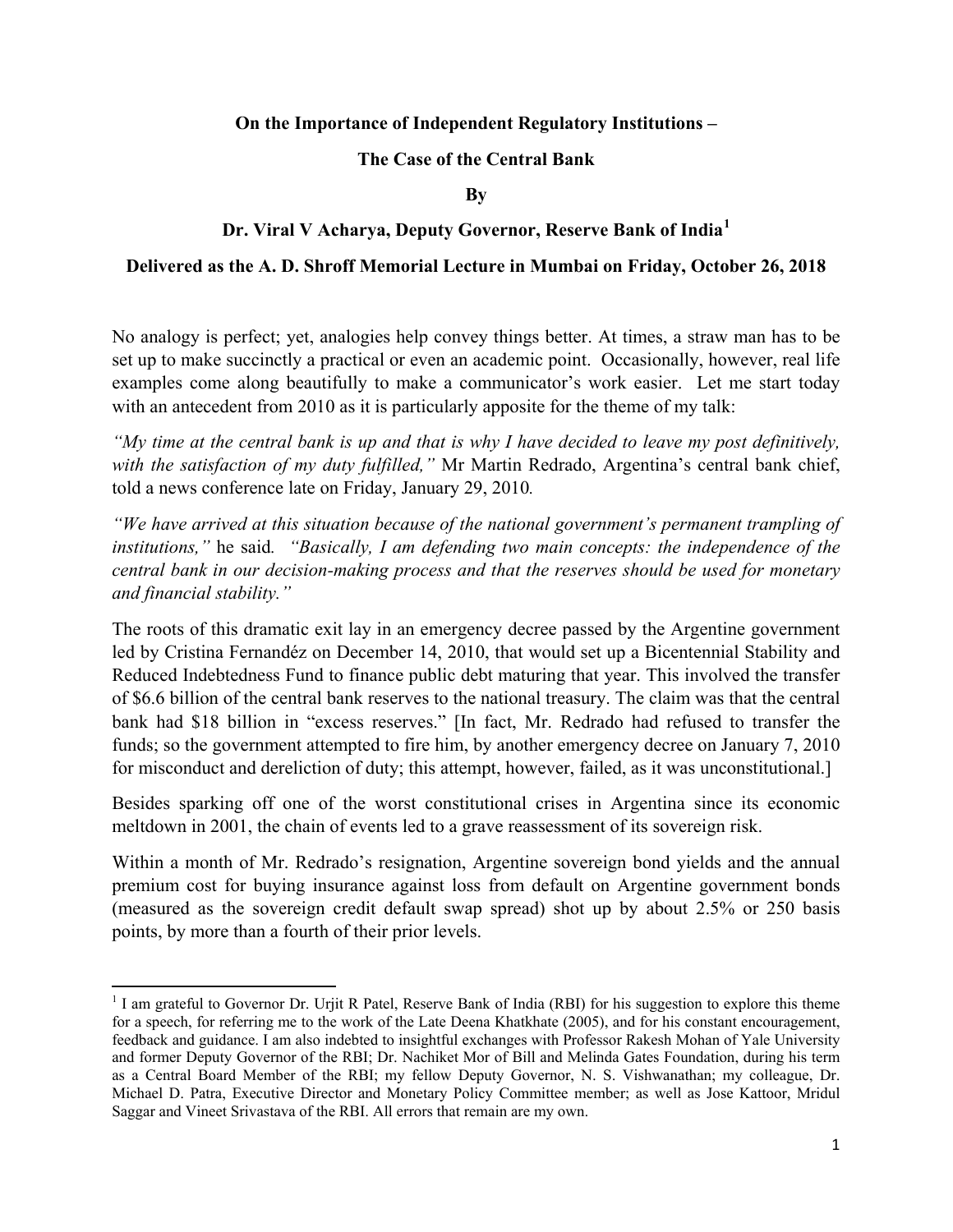**On the Importance of Independent Regulatory Institutions –**

**The Case of the Central Bank**

**By**

**Dr. Viral V Acharya, Deputy Governor, Reserve Bank of India[1]**

**Delivered as the A. D. Shroff Memorial Lecture in Mumbai on Friday, October 26, 2018**

No analogy is perfect; yet, analogies help convey things better. At times, a straw man has to be set up to make succinctly a practical or even an academic point. Occasionally, however, real life examples come along beautifully to make a communicator's work easier. Let me start today with an antecedent from 2010 as it is particularly apposite for the theme of my talk:

*"My time at the central bank is up and that is why I have decided to leave my post definitively, with the satisfaction of my duty fulfilled,"* Mr Martin Redrado, Argentina's central bank chief, told a news conference late on Friday, January 29, 2010.

*"We have arrived at this situation because of the national government's permanent trampling of institutions,"* he said. *"Basically, I am defending two main concepts: the independence of the central bank in our decision-making process and that the reserves should be used for monetary and financial stability."*

The roots of this dramatic exit lay in an emergency decree passed by the Argentine government led by Cristina Fernandéz on December 14, 2010, that would set up a Bicentennial Stability and Reduced Indebtedness Fund to finance public debt maturing that year. This involved the transfer of $6.6 billion of the central bank reserves to the national treasury. The claim was that the central bank had $18 billion in "excess reserves." [In fact, Mr. Redrado had refused to transfer the funds; so the government attempted to fire him, by another emergency decree on January 7, 2010 for misconduct and dereliction of duty; this attempt, however, failed, as it was unconstitutional.]

Besides sparking off one of the worst constitutional crises in Argentina since its economic meltdown in 2001, the chain of events led to a grave reassessment of its sovereign risk.

Within a month of Mr. Redrado's resignation, Argentine sovereign bond yields and the annual premium cost for buying insurance against loss from default on Argentine government bonds (measured as the sovereign credit default swap spread) shot up by about 2.5% or 250 basis points, by more than a fourth of their prior levels.

---

[1] I am grateful to Governor Dr. Urjit R Patel, Reserve Bank of India (RBI) for his suggestion to explore this theme for a speech, for referring me to the work of the Late Deena Khatkhate (2005), and for his constant encouragement, feedback and guidance. I am also indebted to insightful exchanges with Professor Rakesh Mohan of Yale University and former Deputy Governor of the RBI; Dr. Nachiket Mor of Bill and Melinda Gates Foundation, during his term as a Central Board Member of the RBI; my fellow Deputy Governor, N. S. Vishwanathan; my colleague, Dr. Michael D. Patra, Executive Director and Monetary Policy Committee member; as well as Jose Kattoor, Mridul Saggar and Vineet Srivastava of the RBI. All errors that remain are my own.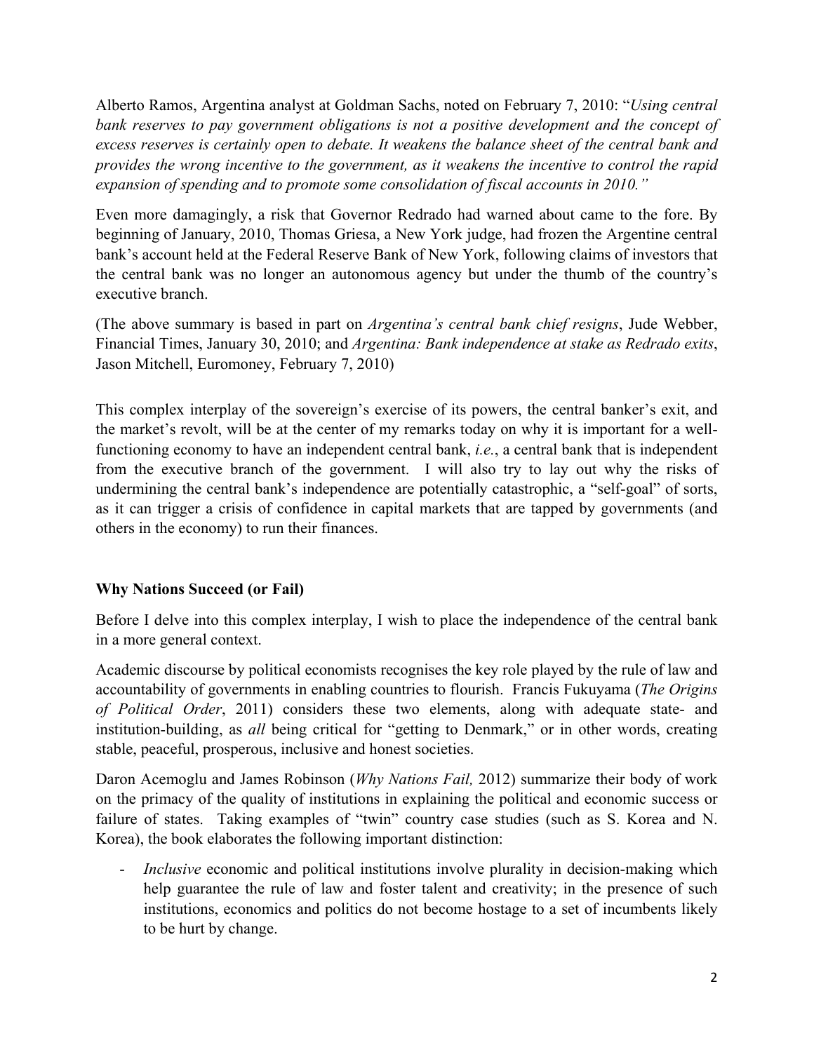Alberto Ramos, Argentina analyst at Goldman Sachs, noted on February 7, 2010: "*Using central bank reserves to pay government obligations is not a positive development and the concept of excess reserves is certainly open to debate. It weakens the balance sheet of the central bank and provides the wrong incentive to the government, as it weakens the incentive to control the rapid expansion of spending and to promote some consolidation of fiscal accounts in 2010.*"

Even more damagingly, a risk that Governor Redrado had warned about came to the fore. By beginning of January, 2010, Thomas Griesa, a New York judge, had frozen the Argentine central bank's account held at the Federal Reserve Bank of New York, following claims of investors that the central bank was no longer an autonomous agency but under the thumb of the country's executive branch.

(The above summary is based in part on *Argentina's central bank chief resigns*, Jude Webber, Financial Times, January 30, 2010; and *Argentina: Bank independence at stake as Redrado exits*, Jason Mitchell, Euromoney, February 7, 2010)

This complex interplay of the sovereign's exercise of its powers, the central banker's exit, and the market's revolt, will be at the center of my remarks today on why it is important for a well-functioning economy to have an independent central bank, *i.e.*, a central bank that is independent from the executive branch of the government. I will also try to lay out why the risks of undermining the central bank's independence are potentially catastrophic, a "self-goal" of sorts, as it can trigger a crisis of confidence in capital markets that are tapped by governments (and others in the economy) to run their finances.

**Why Nations Succeed (or Fail)**

Before I delve into this complex interplay, I wish to place the independence of the central bank in a more general context.

Academic discourse by political economists recognises the key role played by the rule of law and accountability of governments in enabling countries to flourish. Francis Fukuyama (*The Origins of Political Order*, 2011) considers these two elements, along with adequate state- and institution-building, as *all* being critical for "getting to Denmark," or in other words, creating stable, peaceful, prosperous, inclusive and honest societies.

Daron Acemoglu and James Robinson (*Why Nations Fail,* 2012) summarize their body of work on the primacy of the quality of institutions in explaining the political and economic success or failure of states. Taking examples of "twin" country case studies (such as S. Korea and N. Korea), the book elaborates the following important distinction:

- *Inclusive* economic and political institutions involve plurality in decision-making which help guarantee the rule of law and foster talent and creativity; in the presence of such institutions, economics and politics do not become hostage to a set of incumbents likely to be hurt by change.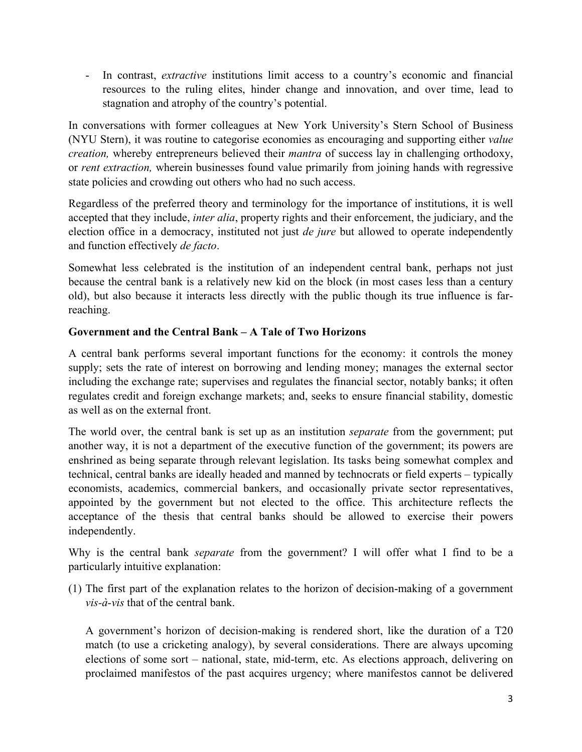- In contrast, *extractive* institutions limit access to a country's economic and financial resources to the ruling elites, hinder change and innovation, and over time, lead to stagnation and atrophy of the country's potential.

In conversations with former colleagues at New York University's Stern School of Business (NYU Stern), it was routine to categorise economies as encouraging and supporting either *value creation,* whereby entrepreneurs believed their *mantra* of success lay in challenging orthodoxy, or *rent extraction,* wherein businesses found value primarily from joining hands with regressive state policies and crowding out others who had no such access.

Regardless of the preferred theory and terminology for the importance of institutions, it is well accepted that they include, *inter alia*, property rights and their enforcement, the judiciary, and the election office in a democracy, instituted not just *de jure* but allowed to operate independently and function effectively *de facto*.

Somewhat less celebrated is the institution of an independent central bank, perhaps not just because the central bank is a relatively new kid on the block (in most cases less than a century old), but also because it interacts less directly with the public though its true influence is far-reaching.

**Government and the Central Bank – A Tale of Two Horizons**

A central bank performs several important functions for the economy: it controls the money supply; sets the rate of interest on borrowing and lending money; manages the external sector including the exchange rate; supervises and regulates the financial sector, notably banks; it often regulates credit and foreign exchange markets; and, seeks to ensure financial stability, domestic as well as on the external front.

The world over, the central bank is set up as an institution *separate* from the government; put another way, it is not a department of the executive function of the government; its powers are enshrined as being separate through relevant legislation. Its tasks being somewhat complex and technical, central banks are ideally headed and manned by technocrats or field experts – typically economists, academics, commercial bankers, and occasionally private sector representatives, appointed by the government but not elected to the office. This architecture reflects the acceptance of the thesis that central banks should be allowed to exercise their powers independently.

Why is the central bank *separate* from the government? I will offer what I find to be a particularly intuitive explanation:

(1) The first part of the explanation relates to the horizon of decision-making of a government *vis-à-vis* that of the central bank.

    A government's horizon of decision-making is rendered short, like the duration of a T20 match (to use a cricketing analogy), by several considerations. There are always upcoming elections of some sort – national, state, mid-term, etc. As elections approach, delivering on proclaimed manifestos of the past acquires urgency; where manifestos cannot be delivered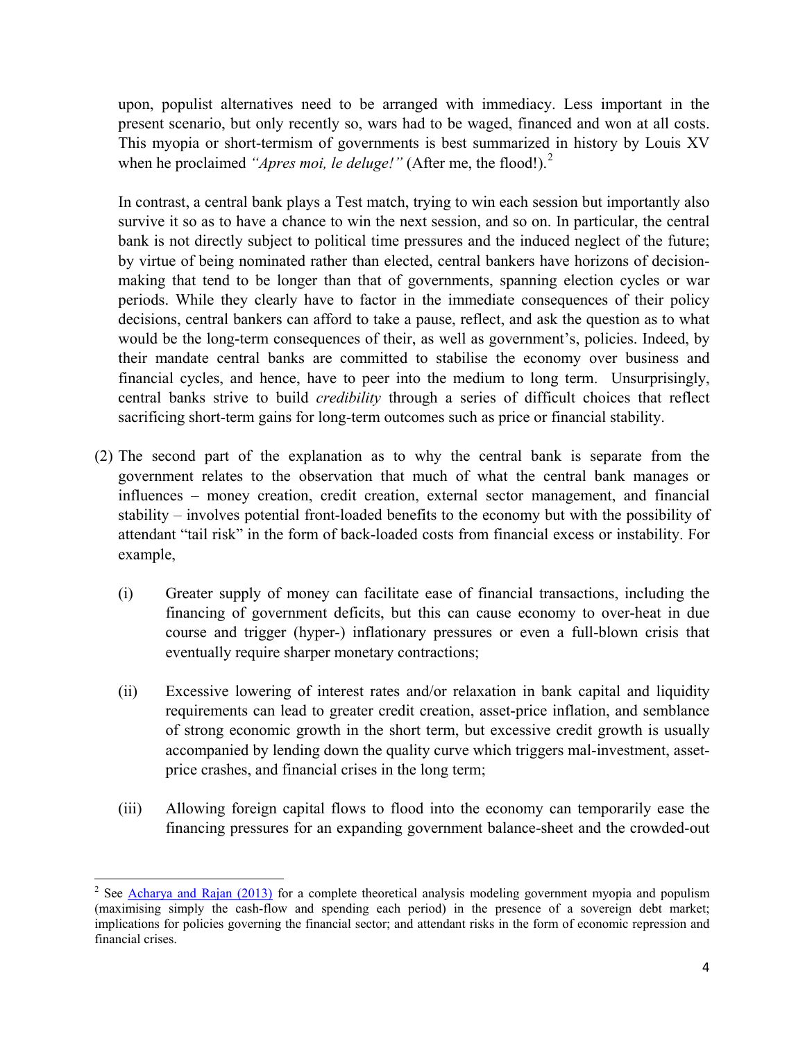upon, populist alternatives need to be arranged with immediacy. Less important in the present scenario, but only recently so, wars had to be waged, financed and won at all costs. This myopia or short-termism of governments is best summarized in history by Louis XV when he proclaimed *"Apres moi, le deluge!"* (After me, the flood!).[2]

In contrast, a central bank plays a Test match, trying to win each session but importantly also survive it so as to have a chance to win the next session, and so on. In particular, the central bank is not directly subject to political time pressures and the induced neglect of the future; by virtue of being nominated rather than elected, central bankers have horizons of decision-making that tend to be longer than that of governments, spanning election cycles or war periods. While they clearly have to factor in the immediate consequences of their policy decisions, central bankers can afford to take a pause, reflect, and ask the question as to what would be the long-term consequences of their, as well as government's, policies. Indeed, by their mandate central banks are committed to stabilise the economy over business and financial cycles, and hence, have to peer into the medium to long term. Unsurprisingly, central banks strive to build *credibility* through a series of difficult choices that reflect sacrificing short-term gains for long-term outcomes such as price or financial stability.

(2) The second part of the explanation as to why the central bank is separate from the government relates to the observation that much of what the central bank manages or influences – money creation, credit creation, external sector management, and financial stability – involves potential front-loaded benefits to the economy but with the possibility of attendant "tail risk" in the form of back-loaded costs from financial excess or instability. For example,

   (i) Greater supply of money can facilitate ease of financial transactions, including the financing of government deficits, but this can cause economy to over-heat in due course and trigger (hyper-) inflationary pressures or even a full-blown crisis that eventually require sharper monetary contractions;

   (ii) Excessive lowering of interest rates and/or relaxation in bank capital and liquidity requirements can lead to greater credit creation, asset-price inflation, and semblance of strong economic growth in the short term, but excessive credit growth is usually accompanied by lending down the quality curve which triggers mal-investment, asset-price crashes, and financial crises in the long term;

   (iii) Allowing foreign capital flows to flood into the economy can temporarily ease the financing pressures for an expanding government balance-sheet and the crowded-out

[2] See Acharya and Rajan (2013) for a complete theoretical analysis modeling government myopia and populism (maximising simply the cash-flow and spending each period) in the presence of a sovereign debt market; implications for policies governing the financial sector; and attendant risks in the form of economic repression and financial crises.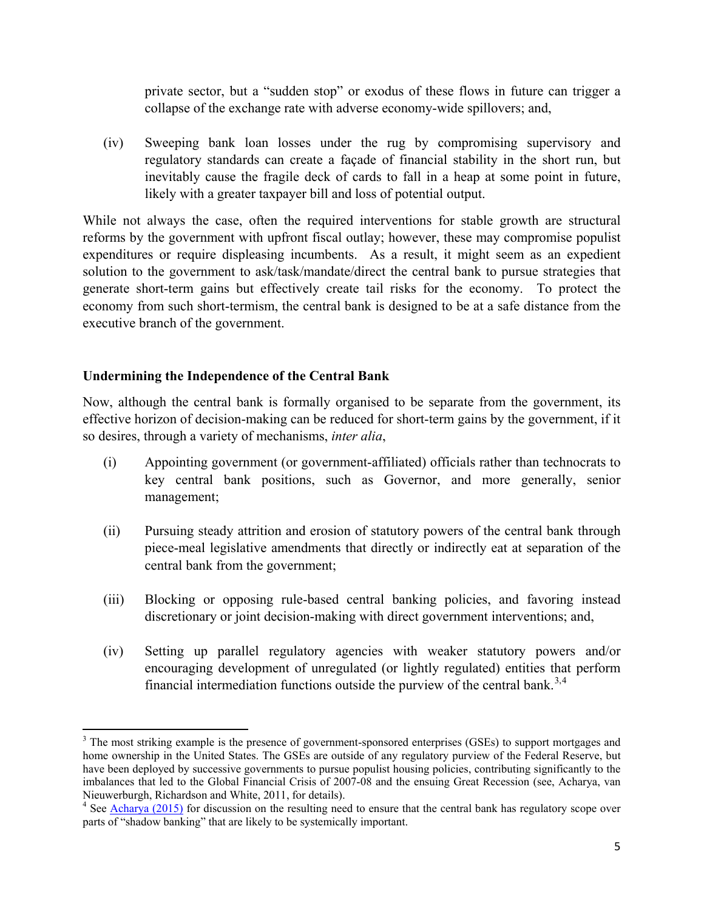private sector, but a "sudden stop" or exodus of these flows in future can trigger a collapse of the exchange rate with adverse economy-wide spillovers; and,

(iv) Sweeping bank loan losses under the rug by compromising supervisory and regulatory standards can create a façade of financial stability in the short run, but inevitably cause the fragile deck of cards to fall in a heap at some point in future, likely with a greater taxpayer bill and loss of potential output.

While not always the case, often the required interventions for stable growth are structural reforms by the government with upfront fiscal outlay; however, these may compromise populist expenditures or require displeasing incumbents. As a result, it might seem as an expedient solution to the government to ask/task/mandate/direct the central bank to pursue strategies that generate short-term gains but effectively create tail risks for the economy. To protect the economy from such short-termism, the central bank is designed to be at a safe distance from the executive branch of the government.

**Undermining the Independence of the Central Bank**

Now, although the central bank is formally organised to be separate from the government, its effective horizon of decision-making can be reduced for short-term gains by the government, if it so desires, through a variety of mechanisms, *inter alia*,

(i) Appointing government (or government-affiliated) officials rather than technocrats to key central bank positions, such as Governor, and more generally, senior management;

(ii) Pursuing steady attrition and erosion of statutory powers of the central bank through piece-meal legislative amendments that directly or indirectly eat at separation of the central bank from the government;

(iii) Blocking or opposing rule-based central banking policies, and favoring instead discretionary or joint decision-making with direct government interventions; and,

(iv) Setting up parallel regulatory agencies with weaker statutory powers and/or encouraging development of unregulated (or lightly regulated) entities that perform financial intermediation functions outside the purview of the central bank.[3,4]

---

[3] The most striking example is the presence of government-sponsored enterprises (GSEs) to support mortgages and home ownership in the United States. The GSEs are outside of any regulatory purview of the Federal Reserve, but have been deployed by successive governments to pursue populist housing policies, contributing significantly to the imbalances that led to the Global Financial Crisis of 2007-08 and the ensuing Great Recession (see, Acharya, van Nieuwerburgh, Richardson and White, 2011, for details).

[4] See Acharya (2015) for discussion on the resulting need to ensure that the central bank has regulatory scope over parts of "shadow banking" that are likely to be systemically important.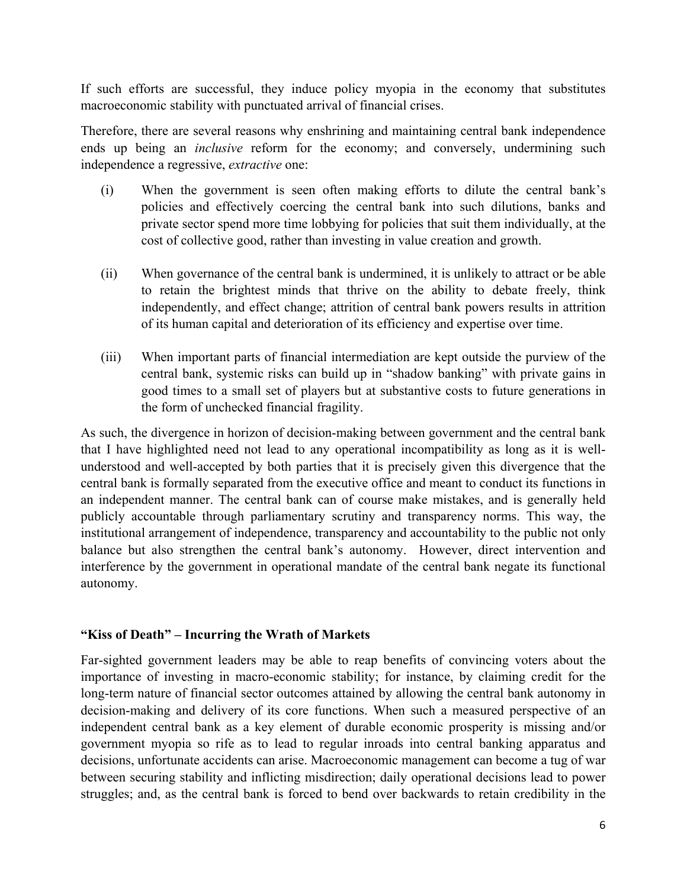If such efforts are successful, they induce policy myopia in the economy that substitutes macroeconomic stability with punctuated arrival of financial crises.

Therefore, there are several reasons why enshrining and maintaining central bank independence ends up being an *inclusive* reform for the economy; and conversely, undermining such independence a regressive, *extractive* one:

(i) When the government is seen often making efforts to dilute the central bank's policies and effectively coercing the central bank into such dilutions, banks and private sector spend more time lobbying for policies that suit them individually, at the cost of collective good, rather than investing in value creation and growth.

(ii) When governance of the central bank is undermined, it is unlikely to attract or be able to retain the brightest minds that thrive on the ability to debate freely, think independently, and effect change; attrition of central bank powers results in attrition of its human capital and deterioration of its efficiency and expertise over time.

(iii) When important parts of financial intermediation are kept outside the purview of the central bank, systemic risks can build up in "shadow banking" with private gains in good times to a small set of players but at substantive costs to future generations in the form of unchecked financial fragility.

As such, the divergence in horizon of decision-making between government and the central bank that I have highlighted need not lead to any operational incompatibility as long as it is well-understood and well-accepted by both parties that it is precisely given this divergence that the central bank is formally separated from the executive office and meant to conduct its functions in an independent manner. The central bank can of course make mistakes, and is generally held publicly accountable through parliamentary scrutiny and transparency norms. This way, the institutional arrangement of independence, transparency and accountability to the public not only balance but also strengthen the central bank's autonomy. However, direct intervention and interference by the government in operational mandate of the central bank negate its functional autonomy.

## "Kiss of Death" – Incurring the Wrath of Markets

Far-sighted government leaders may be able to reap benefits of convincing voters about the importance of investing in macro-economic stability; for instance, by claiming credit for the long-term nature of financial sector outcomes attained by allowing the central bank autonomy in decision-making and delivery of its core functions. When such a measured perspective of an independent central bank as a key element of durable economic prosperity is missing and/or government myopia so rife as to lead to regular inroads into central banking apparatus and decisions, unfortunate accidents can arise. Macroeconomic management can become a tug of war between securing stability and inflicting misdirection; daily operational decisions lead to power struggles; and, as the central bank is forced to bend over backwards to retain credibility in the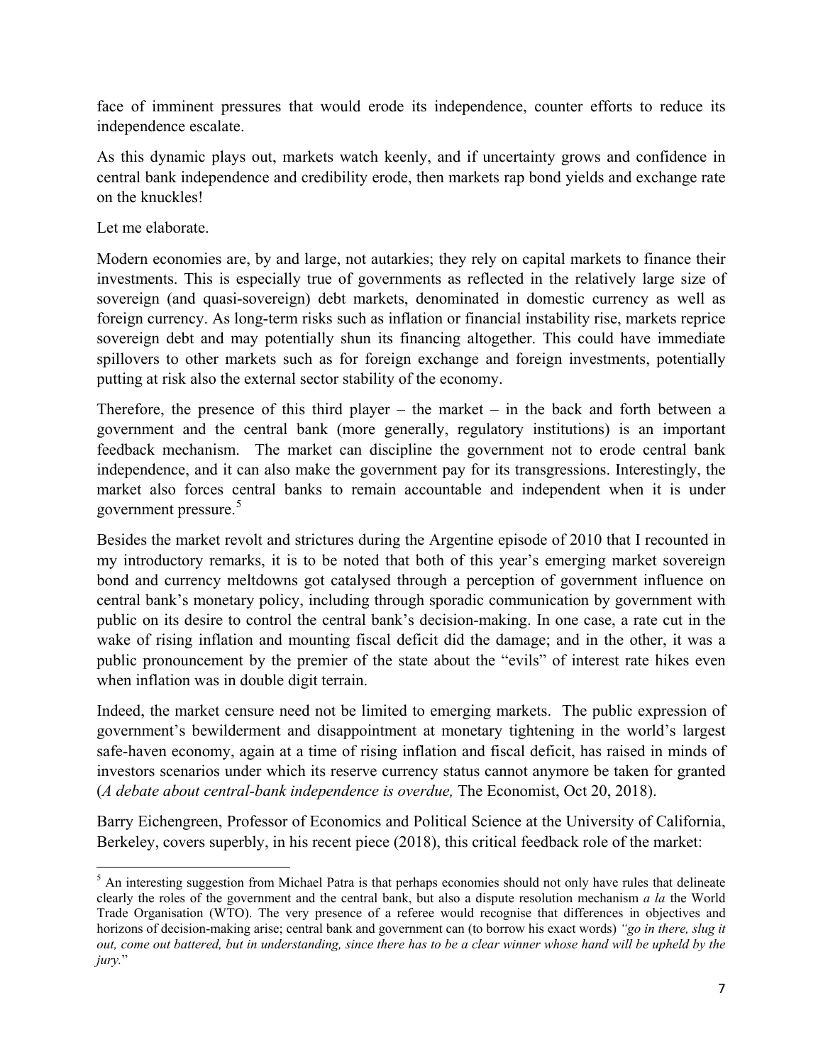face of imminent pressures that would erode its independence, counter efforts to reduce its independence escalate.

As this dynamic plays out, markets watch keenly, and if uncertainty grows and confidence in central bank independence and credibility erode, then markets rap bond yields and exchange rate on the knuckles!

Let me elaborate.

Modern economies are, by and large, not autarkies; they rely on capital markets to finance their investments. This is especially true of governments as reflected in the relatively large size of sovereign (and quasi-sovereign) debt markets, denominated in domestic currency as well as foreign currency. As long-term risks such as inflation or financial instability rise, markets reprice sovereign debt and may potentially shun its financing altogether. This could have immediate spillovers to other markets such as for foreign exchange and foreign investments, potentially putting at risk also the external sector stability of the economy.

Therefore, the presence of this third player – the market – in the back and forth between a government and the central bank (more generally, regulatory institutions) is an important feedback mechanism. The market can discipline the government not to erode central bank independence, and it can also make the government pay for its transgressions. Interestingly, the market also forces central banks to remain accountable and independent when it is under government pressure.[5]

Besides the market revolt and strictures during the Argentine episode of 2010 that I recounted in my introductory remarks, it is to be noted that both of this year's emerging market sovereign bond and currency meltdowns got catalysed through a perception of government influence on central bank's monetary policy, including through sporadic communication by government with public on its desire to control the central bank's decision-making. In one case, a rate cut in the wake of rising inflation and mounting fiscal deficit did the damage; and in the other, it was a public pronouncement by the premier of the state about the "evils" of interest rate hikes even when inflation was in double digit terrain.

Indeed, the market censure need not be limited to emerging markets. The public expression of government's bewilderment and disappointment at monetary tightening in the world's largest safe-haven economy, again at a time of rising inflation and fiscal deficit, has raised in minds of investors scenarios under which its reserve currency status cannot anymore be taken for granted (*A debate about central-bank independence is overdue,* The Economist, Oct 20, 2018).

Barry Eichengreen, Professor of Economics and Political Science at the University of California, Berkeley, covers superbly, in his recent piece (2018), this critical feedback role of the market:

---

[5] An interesting suggestion from Michael Patra is that perhaps economies should not only have rules that delineate clearly the roles of the government and the central bank, but also a dispute resolution mechanism *a la* the World Trade Organisation (WTO). The very presence of a referee would recognise that differences in objectives and horizons of decision-making arise; central bank and government can (to borrow his exact words) *"go in there, slug it out, come out battered, but in understanding, since there has to be a clear winner whose hand will be upheld by the jury.*"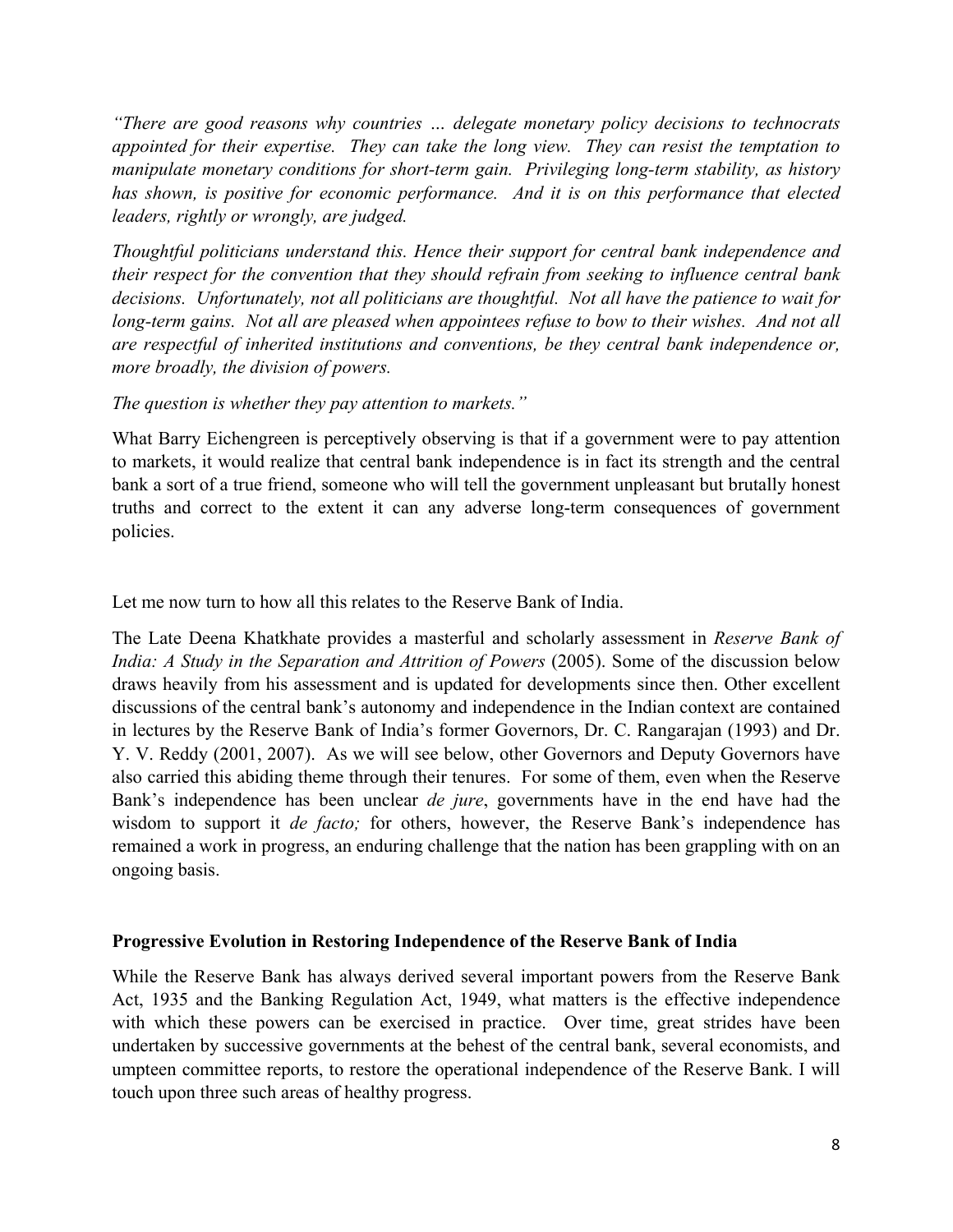*"There are good reasons why countries … delegate monetary policy decisions to technocrats appointed for their expertise. They can take the long view. They can resist the temptation to manipulate monetary conditions for short-term gain. Privileging long-term stability, as history has shown, is positive for economic performance. And it is on this performance that elected leaders, rightly or wrongly, are judged.*

*Thoughtful politicians understand this. Hence their support for central bank independence and their respect for the convention that they should refrain from seeking to influence central bank decisions. Unfortunately, not all politicians are thoughtful. Not all have the patience to wait for long-term gains. Not all are pleased when appointees refuse to bow to their wishes. And not all are respectful of inherited institutions and conventions, be they central bank independence or, more broadly, the division of powers.*

*The question is whether they pay attention to markets."*

What Barry Eichengreen is perceptively observing is that if a government were to pay attention to markets, it would realize that central bank independence is in fact its strength and the central bank a sort of a true friend, someone who will tell the government unpleasant but brutally honest truths and correct to the extent it can any adverse long-term consequences of government policies.

Let me now turn to how all this relates to the Reserve Bank of India.

The Late Deena Khatkhate provides a masterful and scholarly assessment in *Reserve Bank of India: A Study in the Separation and Attrition of Powers* (2005). Some of the discussion below draws heavily from his assessment and is updated for developments since then. Other excellent discussions of the central bank's autonomy and independence in the Indian context are contained in lectures by the Reserve Bank of India's former Governors, Dr. C. Rangarajan (1993) and Dr. Y. V. Reddy (2001, 2007). As we will see below, other Governors and Deputy Governors have also carried this abiding theme through their tenures. For some of them, even when the Reserve Bank's independence has been unclear *de jure*, governments have in the end have had the wisdom to support it *de facto;* for others, however, the Reserve Bank's independence has remained a work in progress, an enduring challenge that the nation has been grappling with on an ongoing basis.

**Progressive Evolution in Restoring Independence of the Reserve Bank of India**

While the Reserve Bank has always derived several important powers from the Reserve Bank Act, 1935 and the Banking Regulation Act, 1949, what matters is the effective independence with which these powers can be exercised in practice. Over time, great strides have been undertaken by successive governments at the behest of the central bank, several economists, and umpteen committee reports, to restore the operational independence of the Reserve Bank. I will touch upon three such areas of healthy progress.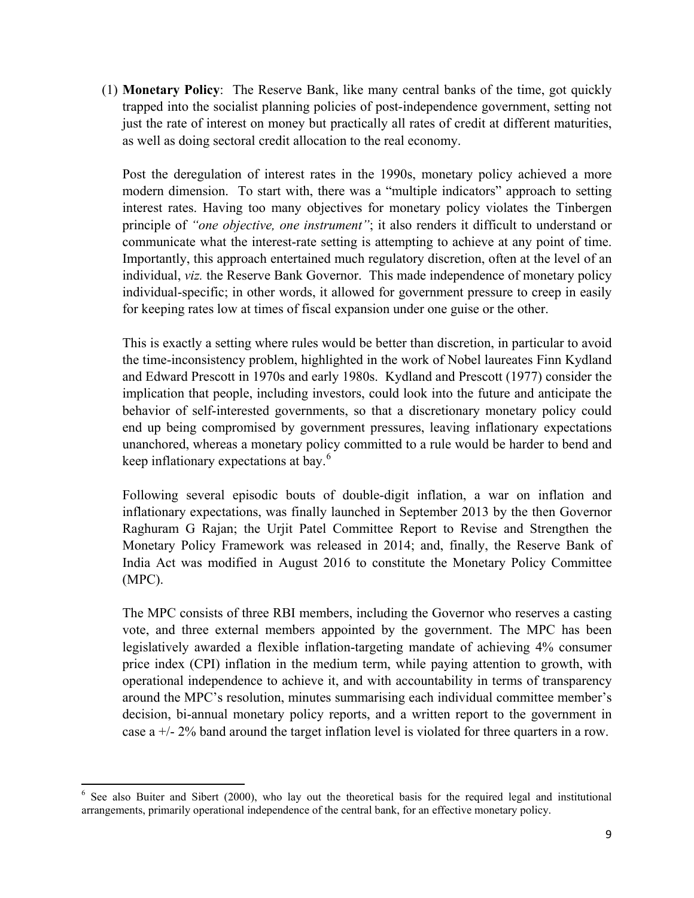(1) **Monetary Policy**: The Reserve Bank, like many central banks of the time, got quickly trapped into the socialist planning policies of post-independence government, setting not just the rate of interest on money but practically all rates of credit at different maturities, as well as doing sectoral credit allocation to the real economy.

Post the deregulation of interest rates in the 1990s, monetary policy achieved a more modern dimension. To start with, there was a "multiple indicators" approach to setting interest rates. Having too many objectives for monetary policy violates the Tinbergen principle of *"one objective, one instrument"*; it also renders it difficult to understand or communicate what the interest-rate setting is attempting to achieve at any point of time. Importantly, this approach entertained much regulatory discretion, often at the level of an individual, *viz.* the Reserve Bank Governor. This made independence of monetary policy individual-specific; in other words, it allowed for government pressure to creep in easily for keeping rates low at times of fiscal expansion under one guise or the other.

This is exactly a setting where rules would be better than discretion, in particular to avoid the time-inconsistency problem, highlighted in the work of Nobel laureates Finn Kydland and Edward Prescott in 1970s and early 1980s. Kydland and Prescott (1977) consider the implication that people, including investors, could look into the future and anticipate the behavior of self-interested governments, so that a discretionary monetary policy could end up being compromised by government pressures, leaving inflationary expectations unanchored, whereas a monetary policy committed to a rule would be harder to bend and keep inflationary expectations at bay.[6]

Following several episodic bouts of double-digit inflation, a war on inflation and inflationary expectations, was finally launched in September 2013 by the then Governor Raghuram G Rajan; the Urjit Patel Committee Report to Revise and Strengthen the Monetary Policy Framework was released in 2014; and, finally, the Reserve Bank of India Act was modified in August 2016 to constitute the Monetary Policy Committee (MPC).

The MPC consists of three RBI members, including the Governor who reserves a casting vote, and three external members appointed by the government. The MPC has been legislatively awarded a flexible inflation-targeting mandate of achieving 4% consumer price index (CPI) inflation in the medium term, while paying attention to growth, with operational independence to achieve it, and with accountability in terms of transparency around the MPC's resolution, minutes summarising each individual committee member's decision, bi-annual monetary policy reports, and a written report to the government in case a +/- 2% band around the target inflation level is violated for three quarters in a row.

[6] See also Buiter and Sibert (2000), who lay out the theoretical basis for the required legal and institutional arrangements, primarily operational independence of the central bank, for an effective monetary policy.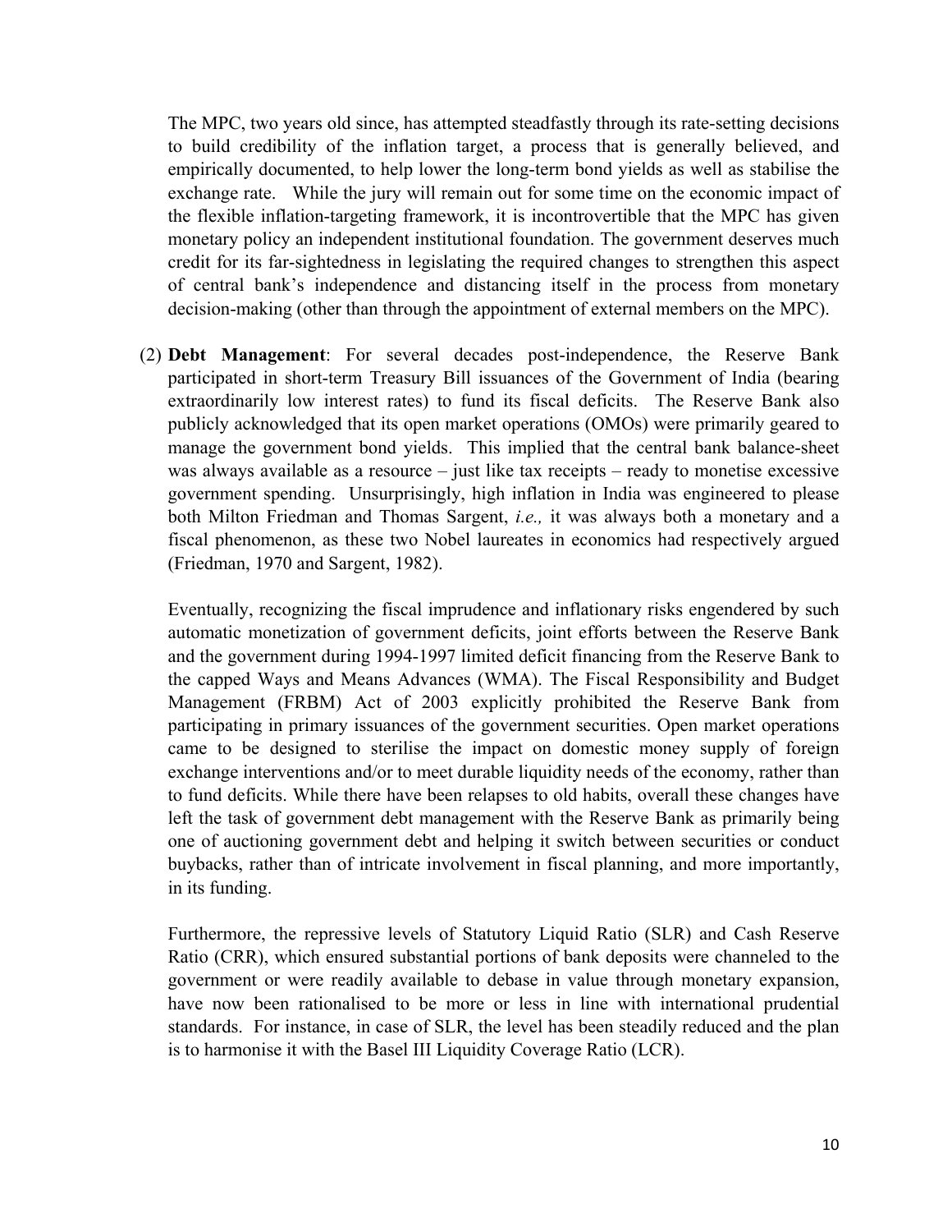The MPC, two years old since, has attempted steadfastly through its rate-setting decisions to build credibility of the inflation target, a process that is generally believed, and empirically documented, to help lower the long-term bond yields as well as stabilise the exchange rate. While the jury will remain out for some time on the economic impact of the flexible inflation-targeting framework, it is incontrovertible that the MPC has given monetary policy an independent institutional foundation. The government deserves much credit for its far-sightedness in legislating the required changes to strengthen this aspect of central bank's independence and distancing itself in the process from monetary decision-making (other than through the appointment of external members on the MPC).

(2) **Debt Management**: For several decades post-independence, the Reserve Bank participated in short-term Treasury Bill issuances of the Government of India (bearing extraordinarily low interest rates) to fund its fiscal deficits. The Reserve Bank also publicly acknowledged that its open market operations (OMOs) were primarily geared to manage the government bond yields. This implied that the central bank balance-sheet was always available as a resource – just like tax receipts – ready to monetise excessive government spending. Unsurprisingly, high inflation in India was engineered to please both Milton Friedman and Thomas Sargent, *i.e.,* it was always both a monetary and a fiscal phenomenon, as these two Nobel laureates in economics had respectively argued (Friedman, 1970 and Sargent, 1982).

Eventually, recognizing the fiscal imprudence and inflationary risks engendered by such automatic monetization of government deficits, joint efforts between the Reserve Bank and the government during 1994-1997 limited deficit financing from the Reserve Bank to the capped Ways and Means Advances (WMA). The Fiscal Responsibility and Budget Management (FRBM) Act of 2003 explicitly prohibited the Reserve Bank from participating in primary issuances of the government securities. Open market operations came to be designed to sterilise the impact on domestic money supply of foreign exchange interventions and/or to meet durable liquidity needs of the economy, rather than to fund deficits. While there have been relapses to old habits, overall these changes have left the task of government debt management with the Reserve Bank as primarily being one of auctioning government debt and helping it switch between securities or conduct buybacks, rather than of intricate involvement in fiscal planning, and more importantly, in its funding.

Furthermore, the repressive levels of Statutory Liquid Ratio (SLR) and Cash Reserve Ratio (CRR), which ensured substantial portions of bank deposits were channeled to the government or were readily available to debase in value through monetary expansion, have now been rationalised to be more or less in line with international prudential standards. For instance, in case of SLR, the level has been steadily reduced and the plan is to harmonise it with the Basel III Liquidity Coverage Ratio (LCR).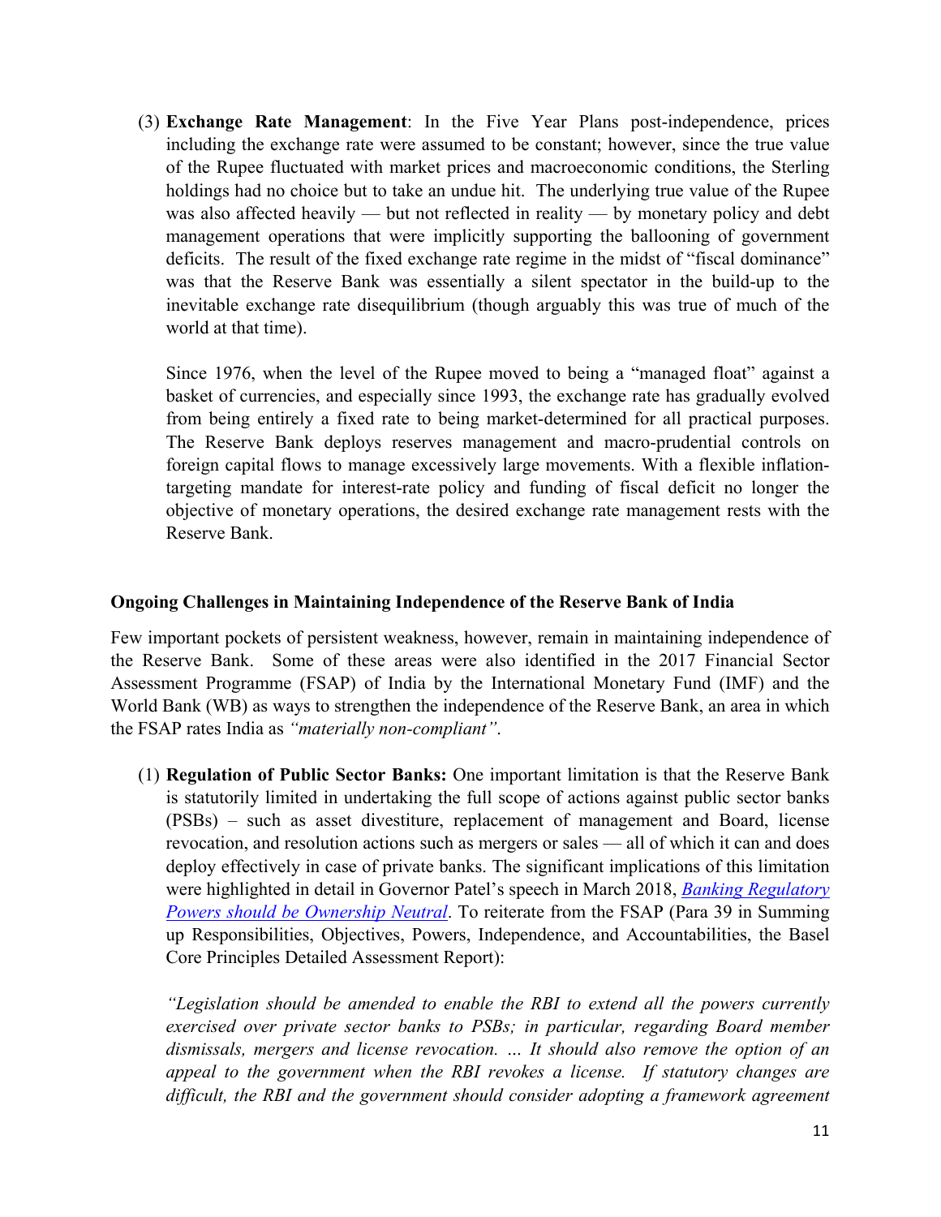(3) **Exchange Rate Management**: In the Five Year Plans post-independence, prices including the exchange rate were assumed to be constant; however, since the true value of the Rupee fluctuated with market prices and macroeconomic conditions, the Sterling holdings had no choice but to take an undue hit. The underlying true value of the Rupee was also affected heavily — but not reflected in reality — by monetary policy and debt management operations that were implicitly supporting the ballooning of government deficits. The result of the fixed exchange rate regime in the midst of "fiscal dominance" was that the Reserve Bank was essentially a silent spectator in the build-up to the inevitable exchange rate disequilibrium (though arguably this was true of much of the world at that time).

Since 1976, when the level of the Rupee moved to being a "managed float" against a basket of currencies, and especially since 1993, the exchange rate has gradually evolved from being entirely a fixed rate to being market-determined for all practical purposes. The Reserve Bank deploys reserves management and macro-prudential controls on foreign capital flows to manage excessively large movements. With a flexible inflation-targeting mandate for interest-rate policy and funding of fiscal deficit no longer the objective of monetary operations, the desired exchange rate management rests with the Reserve Bank.

**Ongoing Challenges in Maintaining Independence of the Reserve Bank of India**

Few important pockets of persistent weakness, however, remain in maintaining independence of the Reserve Bank. Some of these areas were also identified in the 2017 Financial Sector Assessment Programme (FSAP) of India by the International Monetary Fund (IMF) and the World Bank (WB) as ways to strengthen the independence of the Reserve Bank, an area in which the FSAP rates India as *"materially non-compliant"*.

(1) **Regulation of Public Sector Banks:** One important limitation is that the Reserve Bank is statutorily limited in undertaking the full scope of actions against public sector banks (PSBs) – such as asset divestiture, replacement of management and Board, license revocation, and resolution actions such as mergers or sales — all of which it can and does deploy effectively in case of private banks. The significant implications of this limitation were highlighted in detail in Governor Patel's speech in March 2018, *Banking Regulatory Powers should be Ownership Neutral*. To reiterate from the FSAP (Para 39 in Summing up Responsibilities, Objectives, Powers, Independence, and Accountabilities, the Basel Core Principles Detailed Assessment Report):

*"Legislation should be amended to enable the RBI to extend all the powers currently exercised over private sector banks to PSBs; in particular, regarding Board member dismissals, mergers and license revocation. ... It should also remove the option of an appeal to the government when the RBI revokes a license. If statutory changes are difficult, the RBI and the government should consider adopting a framework agreement*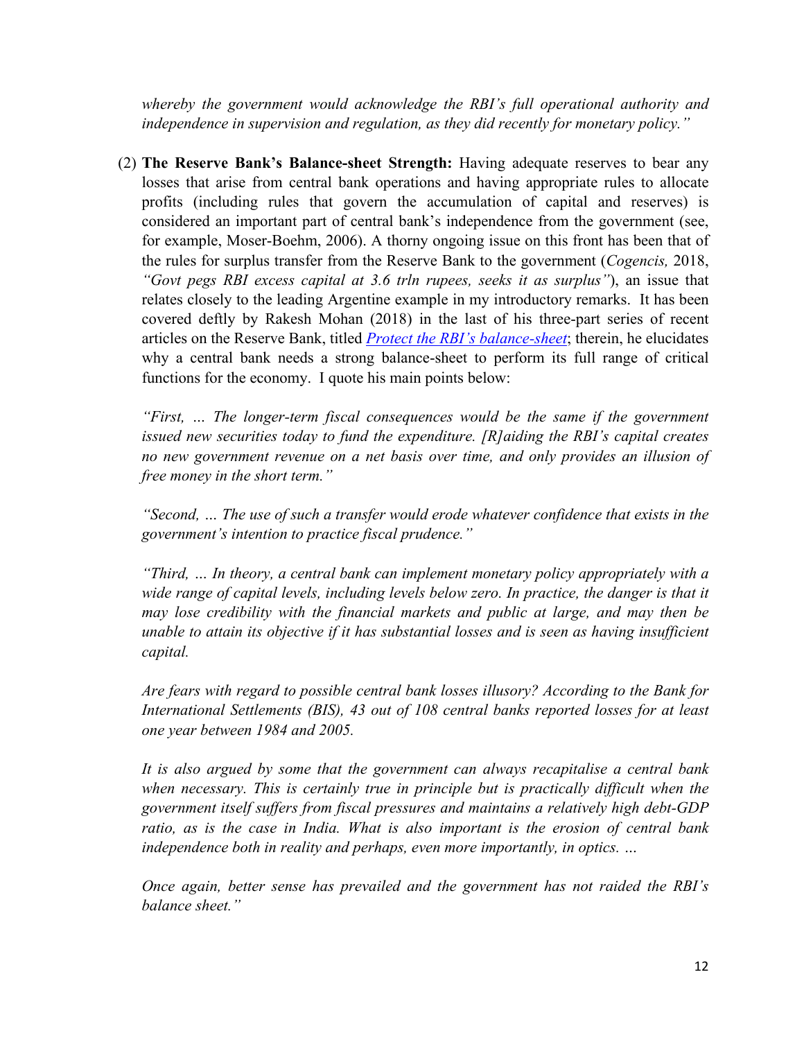*whereby the government would acknowledge the RBI's full operational authority and independence in supervision and regulation, as they did recently for monetary policy."*

(2) **The Reserve Bank's Balance-sheet Strength:** Having adequate reserves to bear any losses that arise from central bank operations and having appropriate rules to allocate profits (including rules that govern the accumulation of capital and reserves) is considered an important part of central bank's independence from the government (see, for example, Moser-Boehm, 2006). A thorny ongoing issue on this front has been that of the rules for surplus transfer from the Reserve Bank to the government (*Cogencis,* 2018, *"Govt pegs RBI excess capital at 3.6 trln rupees, seeks it as surplus"*), an issue that relates closely to the leading Argentine example in my introductory remarks. It has been covered deftly by Rakesh Mohan (2018) in the last of his three-part series of recent articles on the Reserve Bank, titled *Protect the RBI's balance-sheet*; therein, he elucidates why a central bank needs a strong balance-sheet to perform its full range of critical functions for the economy. I quote his main points below:

*"First, … The longer-term fiscal consequences would be the same if the government issued new securities today to fund the expenditure. [R]aiding the RBI's capital creates no new government revenue on a net basis over time, and only provides an illusion of free money in the short term."*

*"Second, … The use of such a transfer would erode whatever confidence that exists in the government's intention to practice fiscal prudence."*

*"Third, … In theory, a central bank can implement monetary policy appropriately with a wide range of capital levels, including levels below zero. In practice, the danger is that it may lose credibility with the financial markets and public at large, and may then be unable to attain its objective if it has substantial losses and is seen as having insufficient capital.*

*Are fears with regard to possible central bank losses illusory? According to the Bank for International Settlements (BIS), 43 out of 108 central banks reported losses for at least one year between 1984 and 2005.*

*It is also argued by some that the government can always recapitalise a central bank when necessary. This is certainly true in principle but is practically difficult when the government itself suffers from fiscal pressures and maintains a relatively high debt-GDP ratio, as is the case in India. What is also important is the erosion of central bank independence both in reality and perhaps, even more importantly, in optics. …*

*Once again, better sense has prevailed and the government has not raided the RBI's balance sheet."*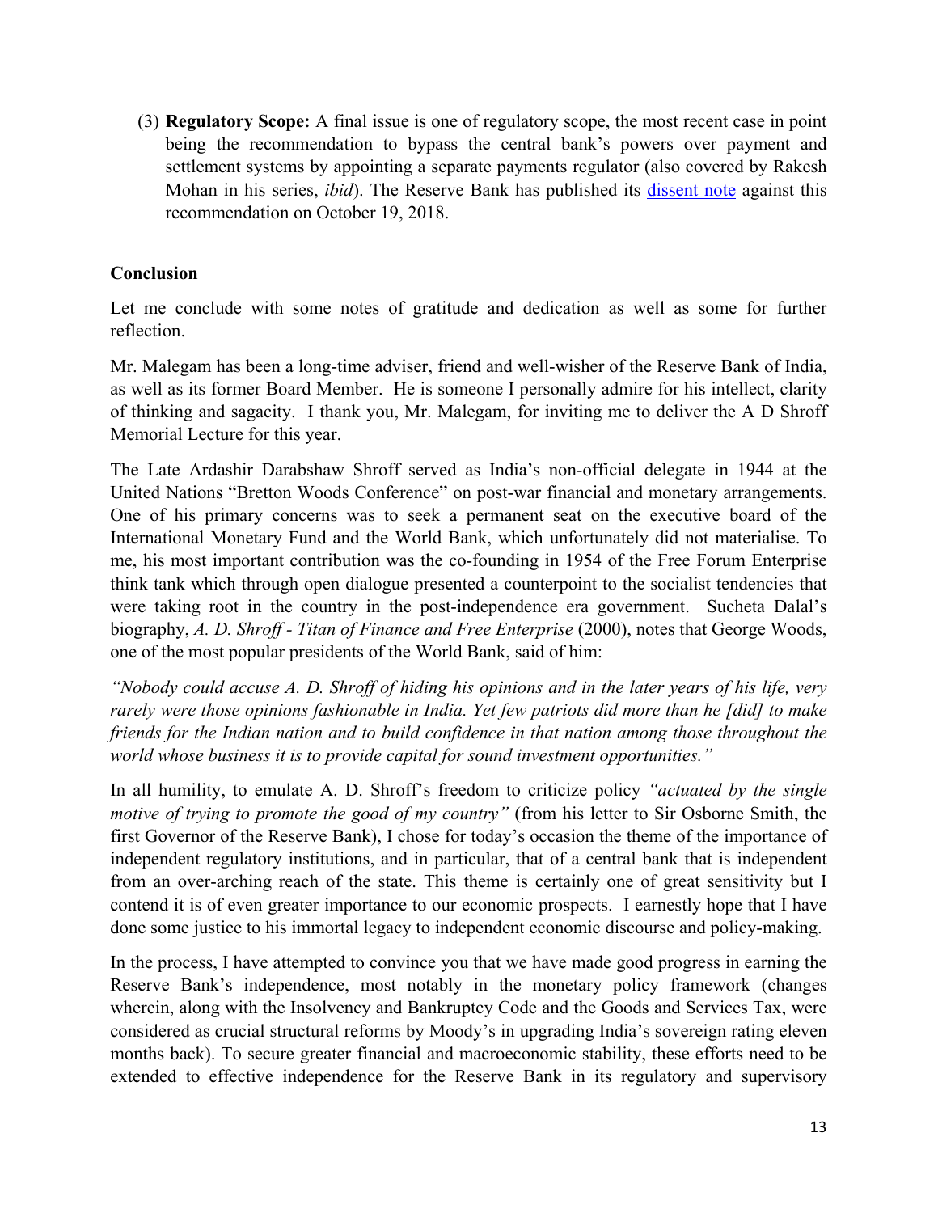(3) **Regulatory Scope:** A final issue is one of regulatory scope, the most recent case in point being the recommendation to bypass the central bank's powers over payment and settlement systems by appointing a separate payments regulator (also covered by Rakesh Mohan in his series, *ibid*). The Reserve Bank has published its dissent note against this recommendation on October 19, 2018.

**Conclusion**

Let me conclude with some notes of gratitude and dedication as well as some for further reflection.

Mr. Malegam has been a long-time adviser, friend and well-wisher of the Reserve Bank of India, as well as its former Board Member. He is someone I personally admire for his intellect, clarity of thinking and sagacity. I thank you, Mr. Malegam, for inviting me to deliver the A D Shroff Memorial Lecture for this year.

The Late Ardashir Darabshaw Shroff served as India's non-official delegate in 1944 at the United Nations "Bretton Woods Conference" on post-war financial and monetary arrangements. One of his primary concerns was to seek a permanent seat on the executive board of the International Monetary Fund and the World Bank, which unfortunately did not materialise. To me, his most important contribution was the co-founding in 1954 of the Free Forum Enterprise think tank which through open dialogue presented a counterpoint to the socialist tendencies that were taking root in the country in the post-independence era government. Sucheta Dalal's biography, *A. D. Shroff - Titan of Finance and Free Enterprise* (2000), notes that George Woods, one of the most popular presidents of the World Bank, said of him:

*"Nobody could accuse A. D. Shroff of hiding his opinions and in the later years of his life, very rarely were those opinions fashionable in India. Yet few patriots did more than he [did] to make friends for the Indian nation and to build confidence in that nation among those throughout the world whose business it is to provide capital for sound investment opportunities."*

In all humility, to emulate A. D. Shroff's freedom to criticize policy *"actuated by the single motive of trying to promote the good of my country"* (from his letter to Sir Osborne Smith, the first Governor of the Reserve Bank), I chose for today's occasion the theme of the importance of independent regulatory institutions, and in particular, that of a central bank that is independent from an over-arching reach of the state. This theme is certainly one of great sensitivity but I contend it is of even greater importance to our economic prospects. I earnestly hope that I have done some justice to his immortal legacy to independent economic discourse and policy-making.

In the process, I have attempted to convince you that we have made good progress in earning the Reserve Bank's independence, most notably in the monetary policy framework (changes wherein, along with the Insolvency and Bankruptcy Code and the Goods and Services Tax, were considered as crucial structural reforms by Moody's in upgrading India's sovereign rating eleven months back). To secure greater financial and macroeconomic stability, these efforts need to be extended to effective independence for the Reserve Bank in its regulatory and supervisory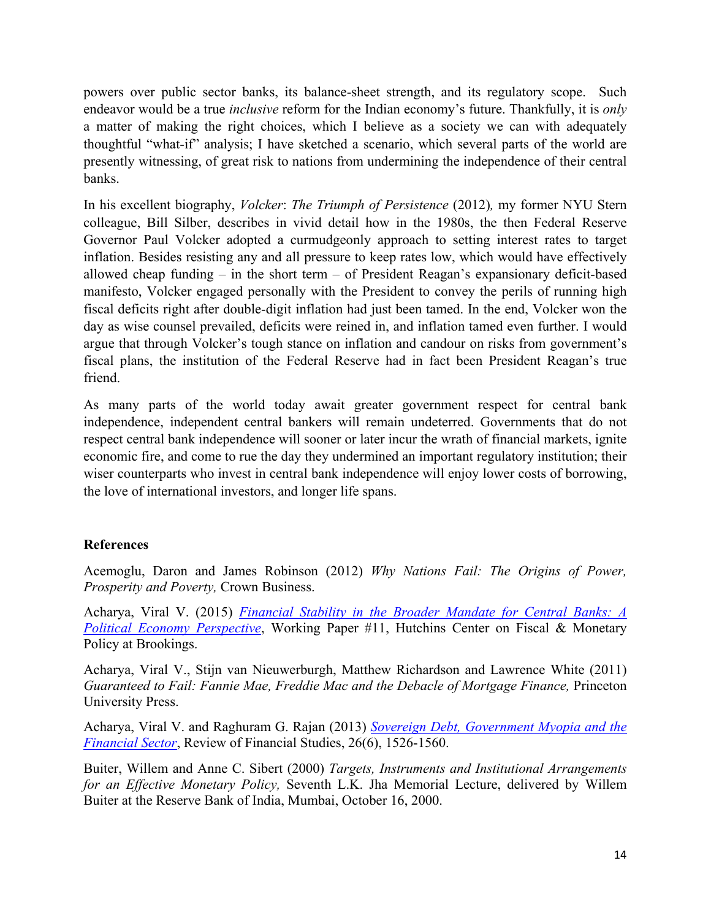powers over public sector banks, its balance-sheet strength, and its regulatory scope. Such endeavor would be a true *inclusive* reform for the Indian economy's future. Thankfully, it is *only* a matter of making the right choices, which I believe as a society we can with adequately thoughtful "what-if" analysis; I have sketched a scenario, which several parts of the world are presently witnessing, of great risk to nations from undermining the independence of their central banks.

In his excellent biography, *Volcker*: *The Triumph of Persistence* (2012)*,* my former NYU Stern colleague, Bill Silber, describes in vivid detail how in the 1980s, the then Federal Reserve Governor Paul Volcker adopted a curmudgeonly approach to setting interest rates to target inflation. Besides resisting any and all pressure to keep rates low, which would have effectively allowed cheap funding – in the short term – of President Reagan's expansionary deficit-based manifesto, Volcker engaged personally with the President to convey the perils of running high fiscal deficits right after double-digit inflation had just been tamed. In the end, Volcker won the day as wise counsel prevailed, deficits were reined in, and inflation tamed even further. I would argue that through Volcker's tough stance on inflation and candour on risks from government's fiscal plans, the institution of the Federal Reserve had in fact been President Reagan's true friend.

As many parts of the world today await greater government respect for central bank independence, independent central bankers will remain undeterred. Governments that do not respect central bank independence will sooner or later incur the wrath of financial markets, ignite economic fire, and come to rue the day they undermined an important regulatory institution; their wiser counterparts who invest in central bank independence will enjoy lower costs of borrowing, the love of international investors, and longer life spans.

**References**

Acemoglu, Daron and James Robinson (2012) *Why Nations Fail: The Origins of Power, Prosperity and Poverty,* Crown Business.

Acharya, Viral V. (2015) *Financial Stability in the Broader Mandate for Central Banks: A Political Economy Perspective*, Working Paper #11, Hutchins Center on Fiscal & Monetary Policy at Brookings.

Acharya, Viral V., Stijn van Nieuwerburgh, Matthew Richardson and Lawrence White (2011) *Guaranteed to Fail: Fannie Mae, Freddie Mac and the Debacle of Mortgage Finance,* Princeton University Press.

Acharya, Viral V. and Raghuram G. Rajan (2013) *Sovereign Debt, Government Myopia and the Financial Sector*, Review of Financial Studies, 26(6), 1526-1560.

Buiter, Willem and Anne C. Sibert (2000) *Targets, Instruments and Institutional Arrangements for an Effective Monetary Policy,* Seventh L.K. Jha Memorial Lecture, delivered by Willem Buiter at the Reserve Bank of India, Mumbai, October 16, 2000.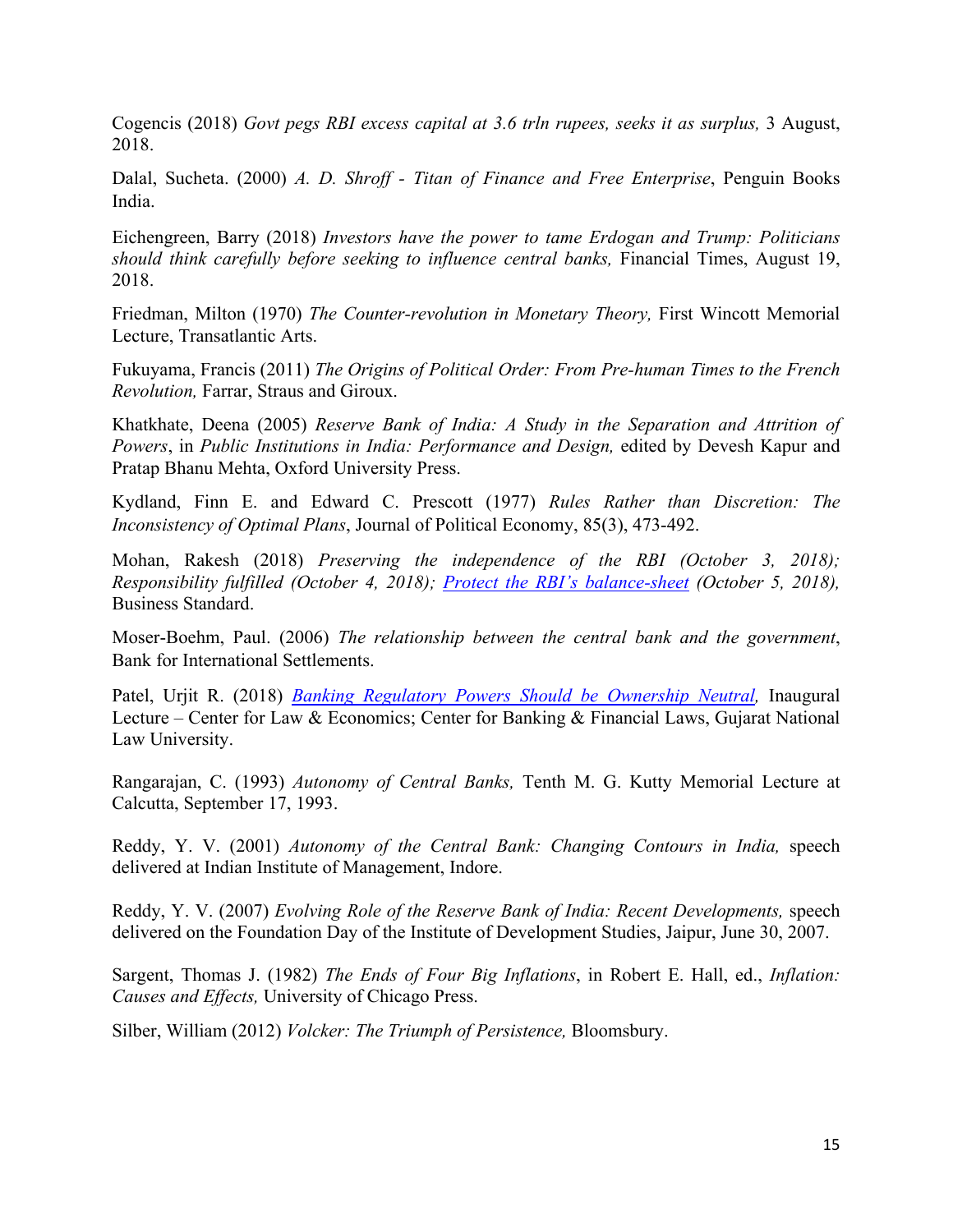Cogencis (2018) *Govt pegs RBI excess capital at 3.6 trln rupees, seeks it as surplus,* 3 August, 2018.

Dalal, Sucheta. (2000) *A. D. Shroff - Titan of Finance and Free Enterprise*, Penguin Books India.

Eichengreen, Barry (2018) *Investors have the power to tame Erdogan and Trump: Politicians should think carefully before seeking to influence central banks,* Financial Times, August 19, 2018.

Friedman, Milton (1970) *The Counter-revolution in Monetary Theory,* First Wincott Memorial Lecture, Transatlantic Arts.

Fukuyama, Francis (2011) *The Origins of Political Order: From Pre-human Times to the French Revolution,* Farrar, Straus and Giroux.

Khatkhate, Deena (2005) *Reserve Bank of India: A Study in the Separation and Attrition of Powers*, in *Public Institutions in India: Performance and Design,* edited by Devesh Kapur and Pratap Bhanu Mehta, Oxford University Press.

Kydland, Finn E. and Edward C. Prescott (1977) *Rules Rather than Discretion: The Inconsistency of Optimal Plans*, Journal of Political Economy, 85(3), 473-492.

Mohan, Rakesh (2018) *Preserving the independence of the RBI (October 3, 2018); Responsibility fulfilled (October 4, 2018); Protect the RBI's balance-sheet (October 5, 2018),* Business Standard.

Moser-Boehm, Paul. (2006) *The relationship between the central bank and the government*, Bank for International Settlements.

Patel, Urjit R. (2018) *Banking Regulatory Powers Should be Ownership Neutral,* Inaugural Lecture – Center for Law & Economics; Center for Banking & Financial Laws, Gujarat National Law University.

Rangarajan, C. (1993) *Autonomy of Central Banks,* Tenth M. G. Kutty Memorial Lecture at Calcutta, September 17, 1993.

Reddy, Y. V. (2001) *Autonomy of the Central Bank: Changing Contours in India,* speech delivered at Indian Institute of Management, Indore.

Reddy, Y. V. (2007) *Evolving Role of the Reserve Bank of India: Recent Developments,* speech delivered on the Foundation Day of the Institute of Development Studies, Jaipur, June 30, 2007.

Sargent, Thomas J. (1982) *The Ends of Four Big Inflations*, in Robert E. Hall, ed., *Inflation: Causes and Effects,* University of Chicago Press.

Silber, William (2012) *Volcker: The Triumph of Persistence,* Bloomsbury.